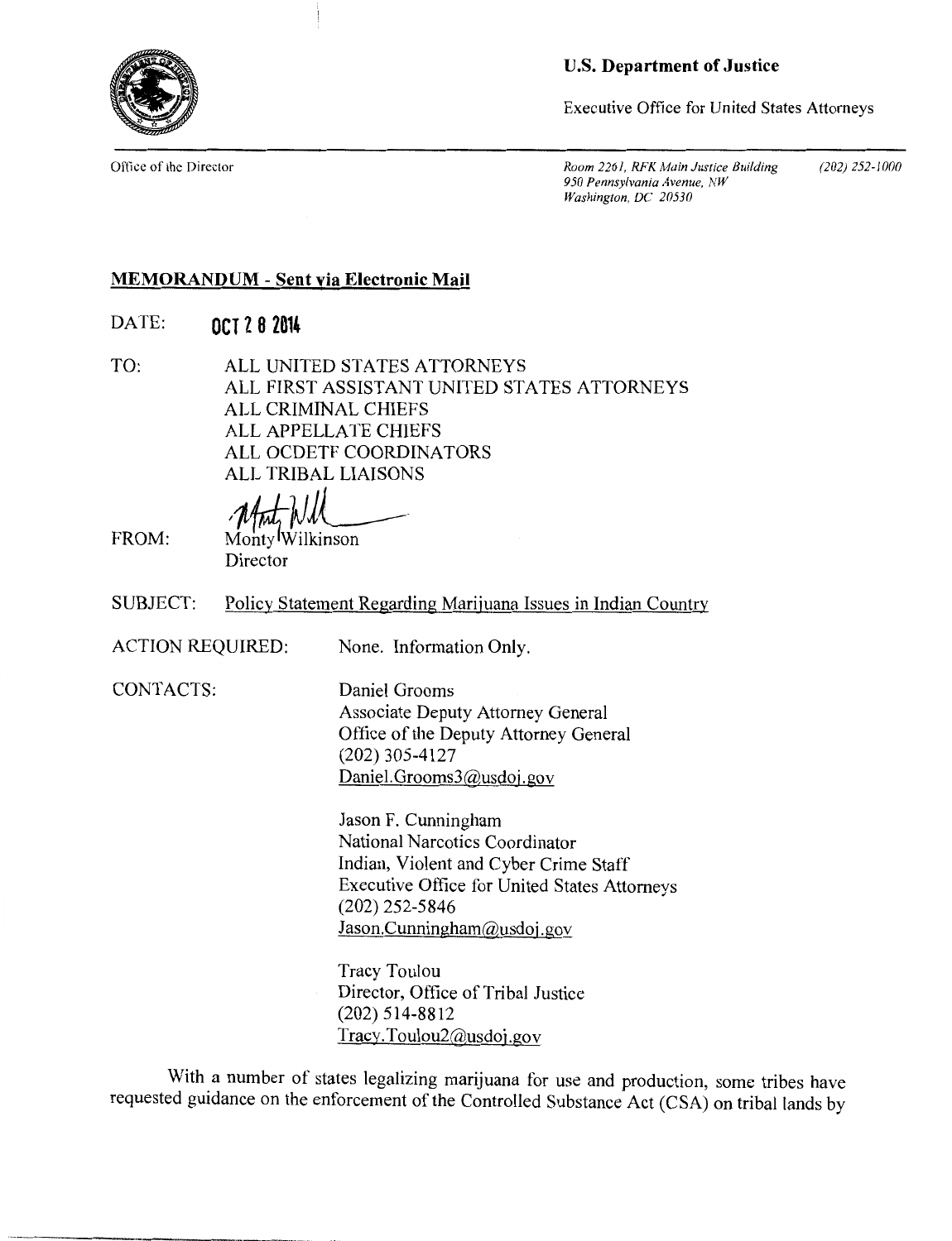**U.S. Department of Justice**

Executive Office for United States Attorneys

Office of the Director

*Room 2261, RFK Main Justice Building*
*950 Pennsylvania Avenue, NW*
*Washington, DC 20530*

*(202) 252-1000*

**MEMORANDUM - Sent via Electronic Mail**

DATE: **OCT 28 2014**

TO: ALL UNITED STATES ATTORNEYS
ALL FIRST ASSISTANT UNITED STATES ATTORNEYS
ALL CRIMINAL CHIEFS
ALL APPELLATE CHIEFS
ALL OCDETF COORDINATORS
ALL TRIBAL LIAISONS

FROM: Monty Wilkinson
Director

SUBJECT: Policy Statement Regarding Marijuana Issues in Indian Country

ACTION REQUIRED: None. Information Only.

CONTACTS:

Daniel Grooms
Associate Deputy Attorney General
Office of the Deputy Attorney General
(202) 305-4127
Daniel.Grooms3@usdoj.gov

Jason F. Cunningham
National Narcotics Coordinator
Indian, Violent and Cyber Crime Staff
Executive Office for United States Attorneys
(202) 252-5846
Jason.Cunningham@usdoj.gov

Tracy Toulou
Director, Office of Tribal Justice
(202) 514-8812
Tracy.Toulou2@usdoj.gov

With a number of states legalizing marijuana for use and production, some tribes have requested guidance on the enforcement of the Controlled Substance Act (CSA) on tribal lands by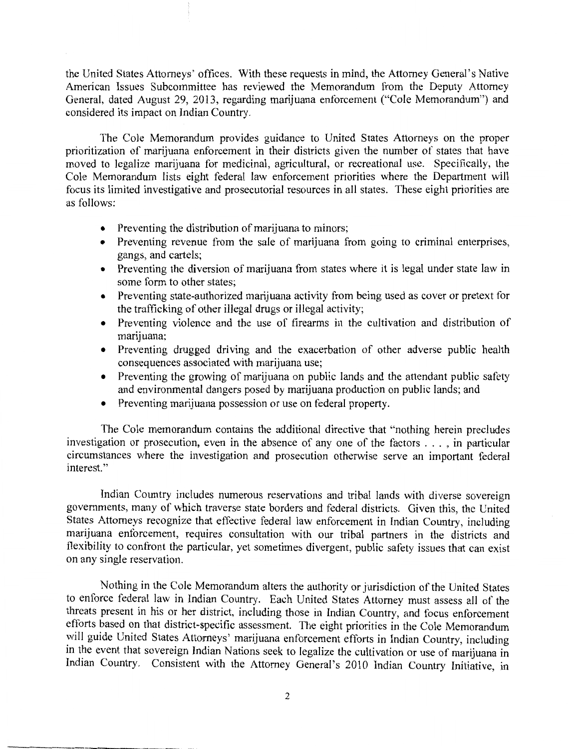the United States Attorneys' offices. With these requests in mind, the Attorney General's Native American Issues Subcommittee has reviewed the Memorandum from the Deputy Attorney General, dated August 29, 2013, regarding marijuana enforcement ("Cole Memorandum") and considered its impact on Indian Country.

The Cole Memorandum provides guidance to United States Attorneys on the proper prioritization of marijuana enforcement in their districts given the number of states that have moved to legalize marijuana for medicinal, agricultural, or recreational use. Specifically, the Cole Memorandum lists eight federal law enforcement priorities where the Department will focus its limited investigative and prosecutorial resources in all states. These eight priorities are as follows:

- Preventing the distribution of marijuana to minors;
- Preventing revenue from the sale of marijuana from going to criminal enterprises, gangs, and cartels;
- Preventing the diversion of marijuana from states where it is legal under state law in some form to other states;
- Preventing state-authorized marijuana activity from being used as cover or pretext for the trafficking of other illegal drugs or illegal activity;
- Preventing violence and the use of firearms in the cultivation and distribution of marijuana;
- Preventing drugged driving and the exacerbation of other adverse public health consequences associated with marijuana use;
- Preventing the growing of marijuana on public lands and the attendant public safety and environmental dangers posed by marijuana production on public lands; and
- Preventing marijuana possession or use on federal property.

The Cole memorandum contains the additional directive that "nothing herein precludes investigation or prosecution, even in the absence of any one of the factors . . . , in particular circumstances where the investigation and prosecution otherwise serve an important federal interest."

Indian Country includes numerous reservations and tribal lands with diverse sovereign governments, many of which traverse state borders and federal districts. Given this, the United States Attorneys recognize that effective federal law enforcement in Indian Country, including marijuana enforcement, requires consultation with our tribal partners in the districts and flexibility to confront the particular, yet sometimes divergent, public safety issues that can exist on any single reservation.

Nothing in the Cole Memorandum alters the authority or jurisdiction of the United States to enforce federal law in Indian Country. Each United States Attorney must assess all of the threats present in his or her district, including those in Indian Country, and focus enforcement efforts based on that district-specific assessment. The eight priorities in the Cole Memorandum will guide United States Attorneys' marijuana enforcement efforts in Indian Country, including in the event that sovereign Indian Nations seek to legalize the cultivation or use of marijuana in Indian Country. Consistent with the Attorney General's 2010 Indian Country Initiative, in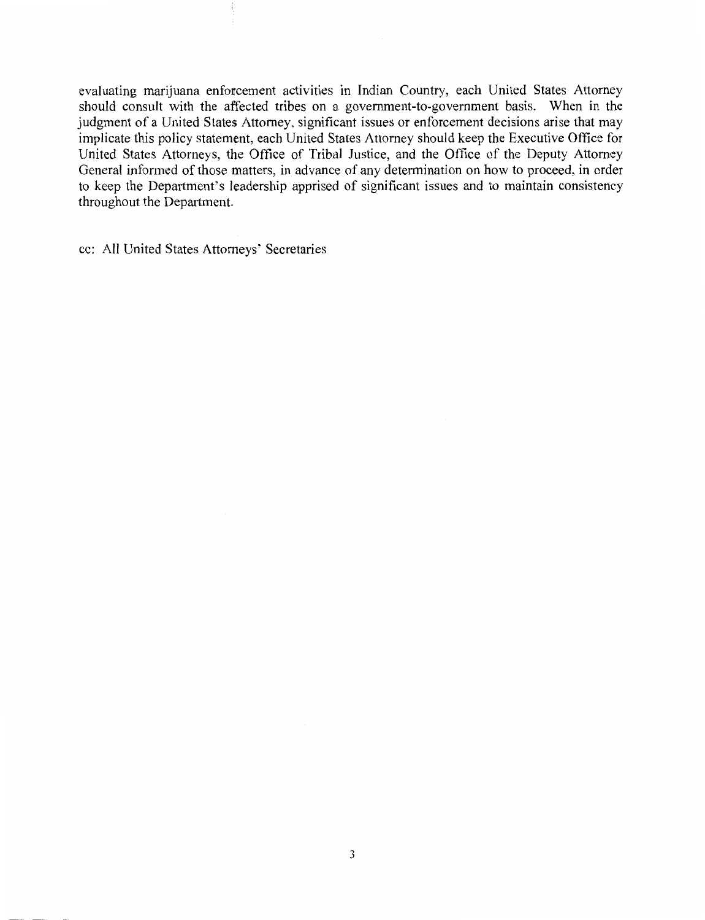evaluating marijuana enforcement activities in Indian Country, each United States Attorney should consult with the affected tribes on a government-to-government basis. When in the judgment of a United States Attorney, significant issues or enforcement decisions arise that may implicate this policy statement, each United States Attorney should keep the Executive Office for United States Attorneys, the Office of Tribal Justice, and the Office of the Deputy Attorney General informed of those matters, in advance of any determination on how to proceed, in order to keep the Department's leadership apprised of significant issues and to maintain consistency throughout the Department.

cc: All United States Attorneys' Secretaries